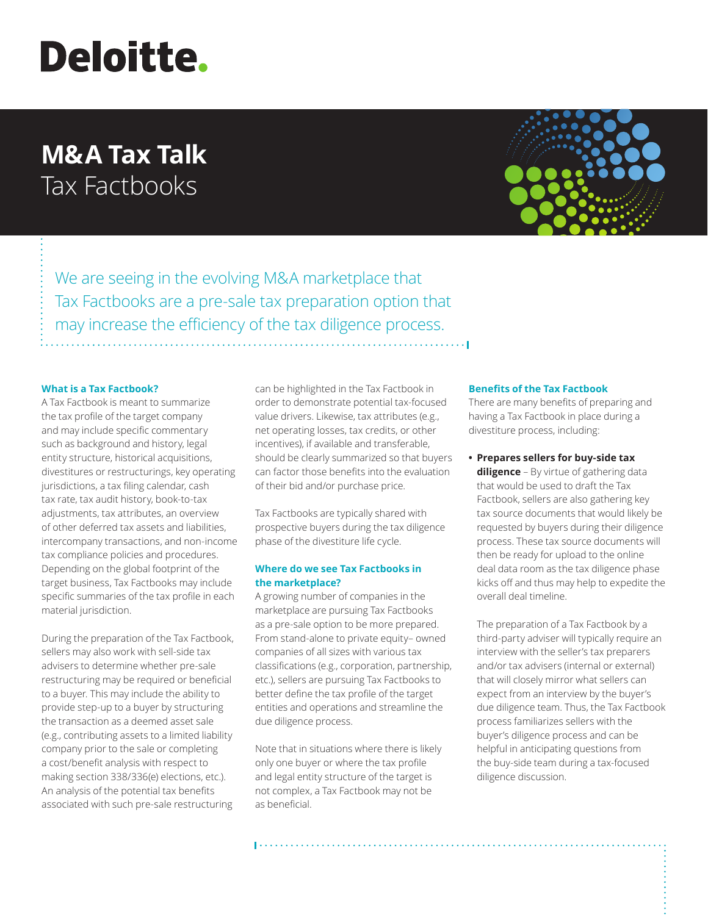Deloitte.

# M&A Tax Talk

## Tax Factbooks

We are seeing in the evolving M&A marketplace that Tax Factbooks are a pre-sale tax preparation option that may increase the efficiency of the tax diligence process.

### What is a Tax Factbook?

A Tax Factbook is meant to summarize the tax profile of the target company and may include specific commentary such as background and history, legal entity structure, historical acquisitions, divestitures or restructurings, key operating jurisdictions, a tax filing calendar, cash tax rate, tax audit history, book-to-tax adjustments, tax attributes, an overview of other deferred tax assets and liabilities, intercompany transactions, and non-income tax compliance policies and procedures. Depending on the global footprint of the target business, Tax Factbooks may include specific summaries of the tax profile in each material jurisdiction.

During the preparation of the Tax Factbook, sellers may also work with sell-side tax advisers to determine whether pre-sale restructuring may be required or beneficial to a buyer. This may include the ability to provide step-up to a buyer by structuring the transaction as a deemed asset sale (e.g., contributing assets to a limited liability company prior to the sale or completing a cost/benefit analysis with respect to making section 338/336(e) elections, etc.). An analysis of the potential tax benefits associated with such pre-sale restructuring can be highlighted in the Tax Factbook in order to demonstrate potential tax-focused value drivers. Likewise, tax attributes (e.g., net operating losses, tax credits, or other incentives), if available and transferable, should be clearly summarized so that buyers can factor those benefits into the evaluation of their bid and/or purchase price.

Tax Factbooks are typically shared with prospective buyers during the tax diligence phase of the divestiture life cycle.

### Where do we see Tax Factbooks in the marketplace?

A growing number of companies in the marketplace are pursuing Tax Factbooks as a pre-sale option to be more prepared. From stand-alone to private equity– owned companies of all sizes with various tax classifications (e.g., corporation, partnership, etc.), sellers are pursuing Tax Factbooks to better define the tax profile of the target entities and operations and streamline the due diligence process.

Note that in situations where there is likely only one buyer or where the tax profile and legal entity structure of the target is not complex, a Tax Factbook may not be as beneficial.

### Benefits of the Tax Factbook

There are many benefits of preparing and having a Tax Factbook in place during a divestiture process, including:

- **Prepares sellers for buy-side tax diligence** – By virtue of gathering data that would be used to draft the Tax Factbook, sellers are also gathering key tax source documents that would likely be requested by buyers during their diligence process. These tax source documents will then be ready for upload to the online deal data room as the tax diligence phase kicks off and thus may help to expedite the overall deal timeline.

  The preparation of a Tax Factbook by a third-party adviser will typically require an interview with the seller's tax preparers and/or tax advisers (internal or external) that will closely mirror what sellers can expect from an interview by the buyer's due diligence team. Thus, the Tax Factbook process familiarizes sellers with the buyer's diligence process and can be helpful in anticipating questions from the buy-side team during a tax-focused diligence discussion.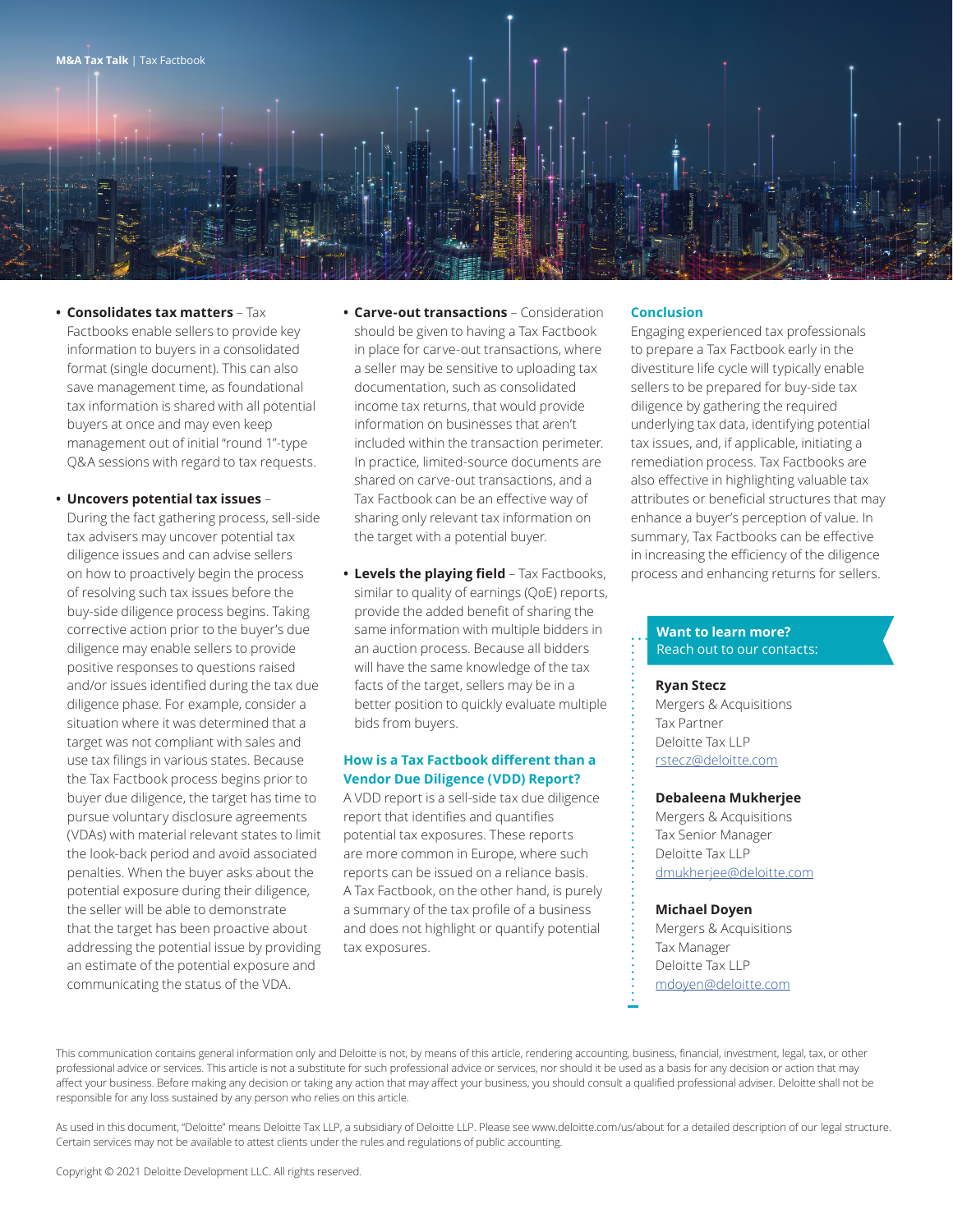- **Consolidates tax matters** – Tax Factbooks enable sellers to provide key information to buyers in a consolidated format (single document). This can also save management time, as foundational tax information is shared with all potential buyers at once and may even keep management out of initial "round 1"-type Q&A sessions with regard to tax requests.

- **Uncovers potential tax issues** – During the fact gathering process, sell-side tax advisers may uncover potential tax diligence issues and can advise sellers on how to proactively begin the process of resolving such tax issues before the buy-side diligence process begins. Taking corrective action prior to the buyer's due diligence may enable sellers to provide positive responses to questions raised and/or issues identified during the tax due diligence phase. For example, consider a situation where it was determined that a target was not compliant with sales and use tax filings in various states. Because the Tax Factbook process begins prior to buyer due diligence, the target has time to pursue voluntary disclosure agreements (VDAs) with material relevant states to limit the look-back period and avoid associated penalties. When the buyer asks about the potential exposure during their diligence, the seller will be able to demonstrate that the target has been proactive about addressing the potential issue by providing an estimate of the potential exposure and communicating the status of the VDA.

- **Carve-out transactions** – Consideration should be given to having a Tax Factbook in place for carve-out transactions, where a seller may be sensitive to uploading tax documentation, such as consolidated income tax returns, that would provide information on businesses that aren't included within the transaction perimeter. In practice, limited-source documents are shared on carve-out transactions, and a Tax Factbook can be an effective way of sharing only relevant tax information on the target with a potential buyer.

- **Levels the playing field** – Tax Factbooks, similar to quality of earnings (QoE) reports, provide the added benefit of sharing the same information with multiple bidders in an auction process. Because all bidders will have the same knowledge of the tax facts of the target, sellers may be in a better position to quickly evaluate multiple bids from buyers.

## How is a Tax Factbook different than a Vendor Due Diligence (VDD) Report?

A VDD report is a sell-side tax due diligence report that identifies and quantifies potential tax exposures. These reports are more common in Europe, where such reports can be issued on a reliance basis. A Tax Factbook, on the other hand, is purely a summary of the tax profile of a business and does not highlight or quantify potential tax exposures.

## Conclusion

Engaging experienced tax professionals to prepare a Tax Factbook early in the divestiture life cycle will typically enable sellers to be prepared for buy-side tax diligence by gathering the required underlying tax data, identifying potential tax issues, and, if applicable, initiating a remediation process. Tax Factbooks are also effective in highlighting valuable tax attributes or beneficial structures that may enhance a buyer's perception of value. In summary, Tax Factbooks can be effective in increasing the efficiency of the diligence process and enhancing returns for sellers.

**Want to learn more?**
Reach out to our contacts:

**Ryan Stecz**
Mergers & Acquisitions
Tax Partner
Deloitte Tax LLP
rstecz@deloitte.com

**Debaleena Mukherjee**
Mergers & Acquisitions
Tax Senior Manager
Deloitte Tax LLP
dmukherjee@deloitte.com

**Michael Doyen**
Mergers & Acquisitions
Tax Manager
Deloitte Tax LLP
mdoyen@deloitte.com

This communication contains general information only and Deloitte is not, by means of this article, rendering accounting, business, financial, investment, legal, tax, or other professional advice or services. This article is not a substitute for such professional advice or services, nor should it be used as a basis for any decision or action that may affect your business. Before making any decision or taking any action that may affect your business, you should consult a qualified professional adviser. Deloitte shall not be responsible for any loss sustained by any person who relies on this article.

As used in this document, "Deloitte" means Deloitte Tax LLP, a subsidiary of Deloitte LLP. Please see www.deloitte.com/us/about for a detailed description of our legal structure. Certain services may not be available to attest clients under the rules and regulations of public accounting.

Copyright © 2021 Deloitte Development LLC. All rights reserved.